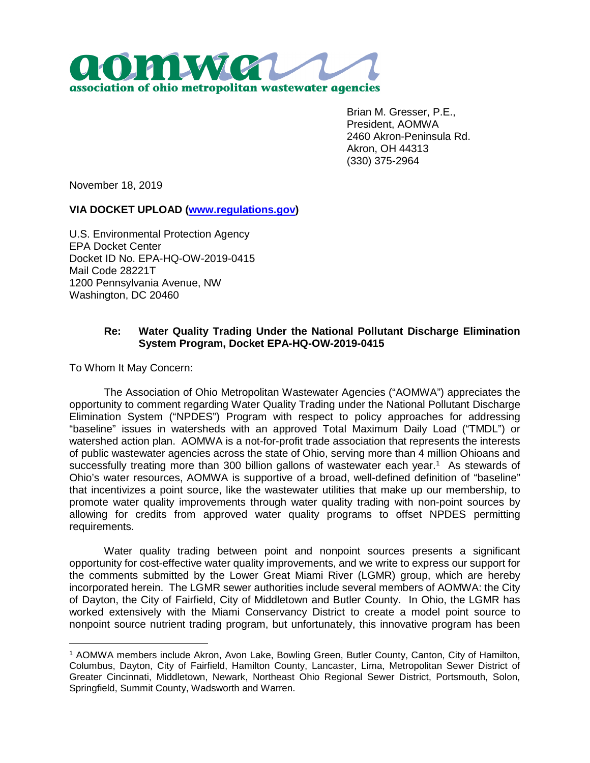**aomwa**
**association of ohio metropolitan wastewater agencies**

Brian M. Gresser, P.E.,
President, AOMWA
2460 Akron-Peninsula Rd.
Akron, OH 44313
(330) 375-2964

November 18, 2019

**VIA DOCKET UPLOAD ([www.regulations.gov](www.regulations.gov))**

U.S. Environmental Protection Agency
EPA Docket Center
Docket ID No. EPA-HQ-OW-2019-0415
Mail Code 28221T
1200 Pennsylvania Avenue, NW
Washington, DC 20460

**Re: Water Quality Trading Under the National Pollutant Discharge Elimination System Program, Docket EPA-HQ-OW-2019-0415**

To Whom It May Concern:

The Association of Ohio Metropolitan Wastewater Agencies ("AOMWA") appreciates the opportunity to comment regarding Water Quality Trading under the National Pollutant Discharge Elimination System ("NPDES") Program with respect to policy approaches for addressing "baseline" issues in watersheds with an approved Total Maximum Daily Load ("TMDL") or watershed action plan. AOMWA is a not-for-profit trade association that represents the interests of public wastewater agencies across the state of Ohio, serving more than 4 million Ohioans and successfully treating more than 300 billion gallons of wastewater each year.[1] As stewards of Ohio's water resources, AOMWA is supportive of a broad, well-defined definition of "baseline" that incentivizes a point source, like the wastewater utilities that make up our membership, to promote water quality improvements through water quality trading with non-point sources by allowing for credits from approved water quality programs to offset NPDES permitting requirements.

Water quality trading between point and nonpoint sources presents a significant opportunity for cost-effective water quality improvements, and we write to express our support for the comments submitted by the Lower Great Miami River (LGMR) group, which are hereby incorporated herein. The LGMR sewer authorities include several members of AOMWA: the City of Dayton, the City of Fairfield, City of Middletown and Butler County. In Ohio, the LGMR has worked extensively with the Miami Conservancy District to create a model point source to nonpoint source nutrient trading program, but unfortunately, this innovative program has been

[1] AOMWA members include Akron, Avon Lake, Bowling Green, Butler County, Canton, City of Hamilton, Columbus, Dayton, City of Fairfield, Hamilton County, Lancaster, Lima, Metropolitan Sewer District of Greater Cincinnati, Middletown, Newark, Northeast Ohio Regional Sewer District, Portsmouth, Solon, Springfield, Summit County, Wadsworth and Warren.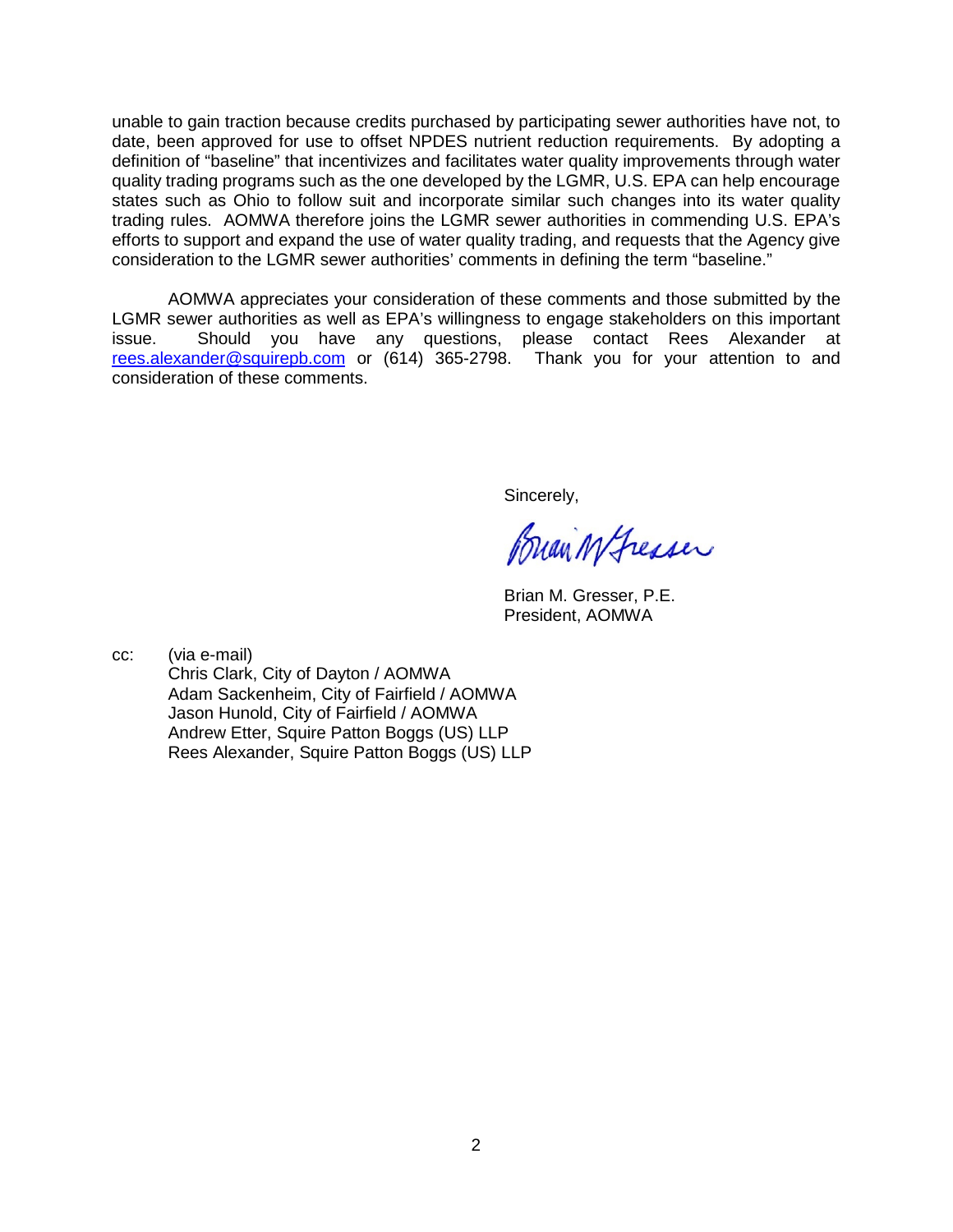unable to gain traction because credits purchased by participating sewer authorities have not, to date, been approved for use to offset NPDES nutrient reduction requirements. By adopting a definition of "baseline" that incentivizes and facilitates water quality improvements through water quality trading programs such as the one developed by the LGMR, U.S. EPA can help encourage states such as Ohio to follow suit and incorporate similar such changes into its water quality trading rules. AOMWA therefore joins the LGMR sewer authorities in commending U.S. EPA's efforts to support and expand the use of water quality trading, and requests that the Agency give consideration to the LGMR sewer authorities' comments in defining the term "baseline."

AOMWA appreciates your consideration of these comments and those submitted by the LGMR sewer authorities as well as EPA's willingness to engage stakeholders on this important issue. Should you have any questions, please contact Rees Alexander at rees.alexander@squirepb.com or (614) 365-2798. Thank you for your attention to and consideration of these comments.

Sincerely,

Brian M. Gresser, P.E.
President, AOMWA

cc: (via e-mail)
Chris Clark, City of Dayton / AOMWA
Adam Sackenheim, City of Fairfield / AOMWA
Jason Hunold, City of Fairfield / AOMWA
Andrew Etter, Squire Patton Boggs (US) LLP
Rees Alexander, Squire Patton Boggs (US) LLP